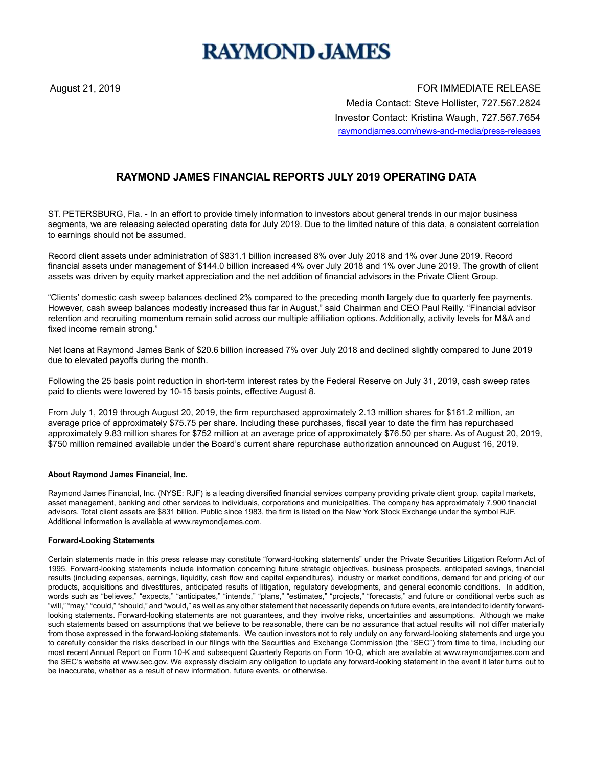# RAYMOND JAMES

August 21, 2019

FOR IMMEDIATE RELEASE
Media Contact: Steve Hollister, 727.567.2824
Investor Contact: Kristina Waugh, 727.567.7654
raymondjames.com/news-and-media/press-releases

## RAYMOND JAMES FINANCIAL REPORTS JULY 2019 OPERATING DATA

ST. PETERSBURG, Fla. - In an effort to provide timely information to investors about general trends in our major business segments, we are releasing selected operating data for July 2019. Due to the limited nature of this data, a consistent correlation to earnings should not be assumed.

Record client assets under administration of $831.1 billion increased 8% over July 2018 and 1% over June 2019. Record financial assets under management of $144.0 billion increased 4% over July 2018 and 1% over June 2019. The growth of client assets was driven by equity market appreciation and the net addition of financial advisors in the Private Client Group.

"Clients' domestic cash sweep balances declined 2% compared to the preceding month largely due to quarterly fee payments. However, cash sweep balances modestly increased thus far in August," said Chairman and CEO Paul Reilly. "Financial advisor retention and recruiting momentum remain solid across our multiple affiliation options. Additionally, activity levels for M&A and fixed income remain strong."

Net loans at Raymond James Bank of $20.6 billion increased 7% over July 2018 and declined slightly compared to June 2019 due to elevated payoffs during the month.

Following the 25 basis point reduction in short-term interest rates by the Federal Reserve on July 31, 2019, cash sweep rates paid to clients were lowered by 10-15 basis points, effective August 8.

From July 1, 2019 through August 20, 2019, the firm repurchased approximately 2.13 million shares for $161.2 million, an average price of approximately $75.75 per share. Including these purchases, fiscal year to date the firm has repurchased approximately 9.83 million shares for $752 million at an average price of approximately $76.50 per share. As of August 20, 2019, $750 million remained available under the Board's current share repurchase authorization announced on August 16, 2019.

#### About Raymond James Financial, Inc.

Raymond James Financial, Inc. (NYSE: RJF) is a leading diversified financial services company providing private client group, capital markets, asset management, banking and other services to individuals, corporations and municipalities. The company has approximately 7,900 financial advisors. Total client assets are $831 billion. Public since 1983, the firm is listed on the New York Stock Exchange under the symbol RJF. Additional information is available at www.raymondjames.com.

#### Forward-Looking Statements

Certain statements made in this press release may constitute "forward-looking statements" under the Private Securities Litigation Reform Act of 1995. Forward-looking statements include information concerning future strategic objectives, business prospects, anticipated savings, financial results (including expenses, earnings, liquidity, cash flow and capital expenditures), industry or market conditions, demand for and pricing of our products, acquisitions and divestitures, anticipated results of litigation, regulatory developments, and general economic conditions. In addition, words such as "believes," "expects," "anticipates," "intends," "plans," "estimates," "projects," "forecasts," and future or conditional verbs such as "will," "may," "could," "should," and "would," as well as any other statement that necessarily depends on future events, are intended to identify forward-looking statements. Forward-looking statements are not guarantees, and they involve risks, uncertainties and assumptions. Although we make such statements based on assumptions that we believe to be reasonable, there can be no assurance that actual results will not differ materially from those expressed in the forward-looking statements. We caution investors not to rely unduly on any forward-looking statements and urge you to carefully consider the risks described in our filings with the Securities and Exchange Commission (the "SEC") from time to time, including our most recent Annual Report on Form 10-K and subsequent Quarterly Reports on Form 10-Q, which are available at www.raymondjames.com and the SEC's website at www.sec.gov. We expressly disclaim any obligation to update any forward-looking statement in the event it later turns out to be inaccurate, whether as a result of new information, future events, or otherwise.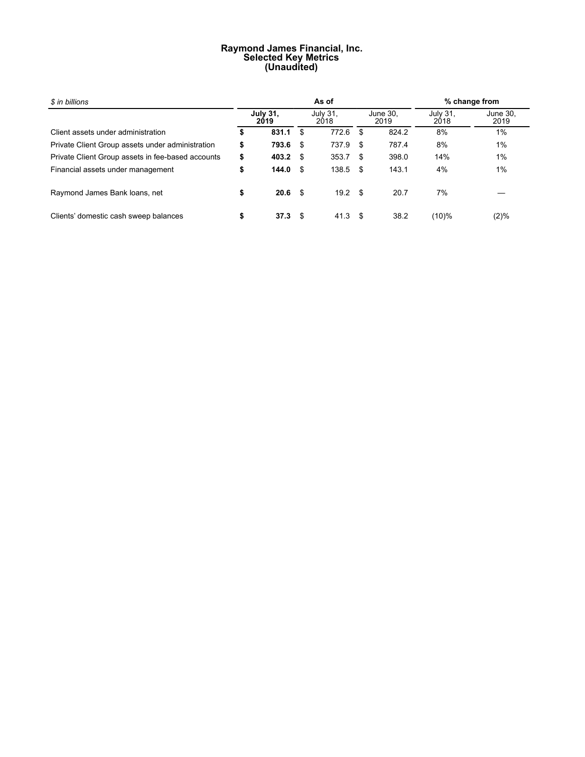**Raymond James Financial, Inc.**
**Selected Key Metrics**
**(Unaudited)**

| *$ in billions* | As of | | | % change from | |
|---|---|---|---|---|---|
| | **July 31, 2019** | July 31, 2018 | June 30, 2019 | July 31, 2018 | June 30, 2019 |
| Client assets under administration | **$ 831.1** | $ 772.6 | $ 824.2 | 8% | 1% |
| Private Client Group assets under administration | **$ 793.6** | $ 737.9 | $ 787.4 | 8% | 1% |
| Private Client Group assets in fee-based accounts | **$ 403.2** | $ 353.7 | $ 398.0 | 14% | 1% |
| Financial assets under management | **$ 144.0** | $ 138.5 | $ 143.1 | 4% | 1% |
| Raymond James Bank loans, net | **$ 20.6** | $ 19.2 | $ 20.7 | 7% | — |
| Clients’ domestic cash sweep balances | **$ 37.3** | $ 41.3 | $ 38.2 | (10)% | (2)% |